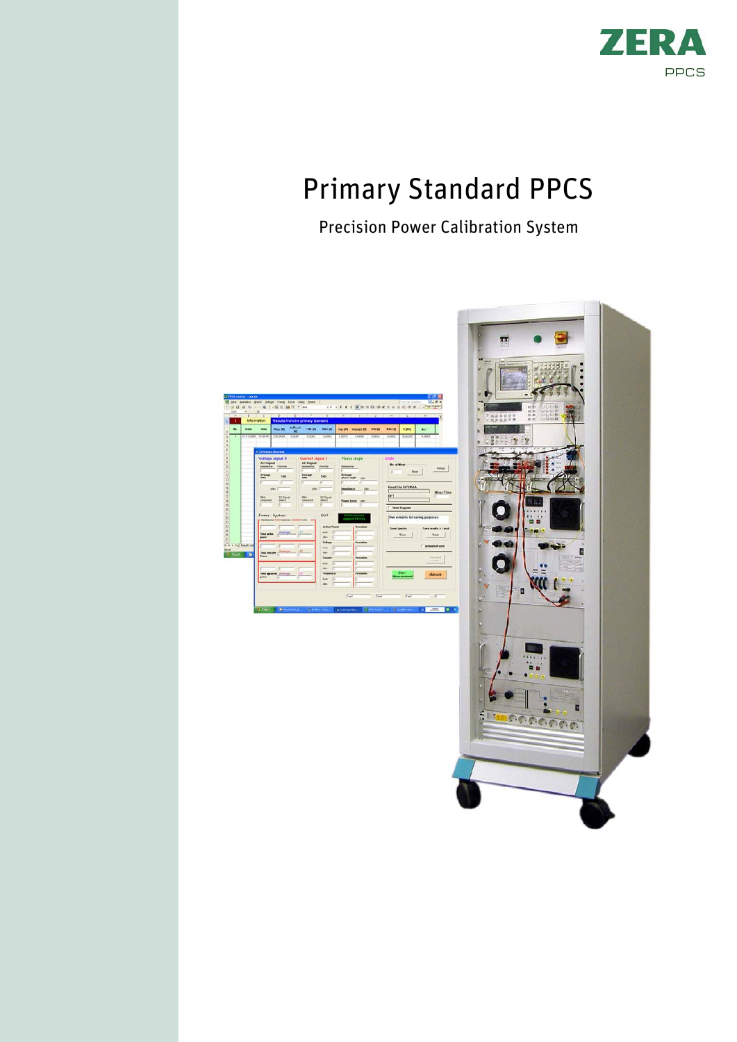ZERA

PPCS

# Primary Standard PPCS

Precision Power Calibration System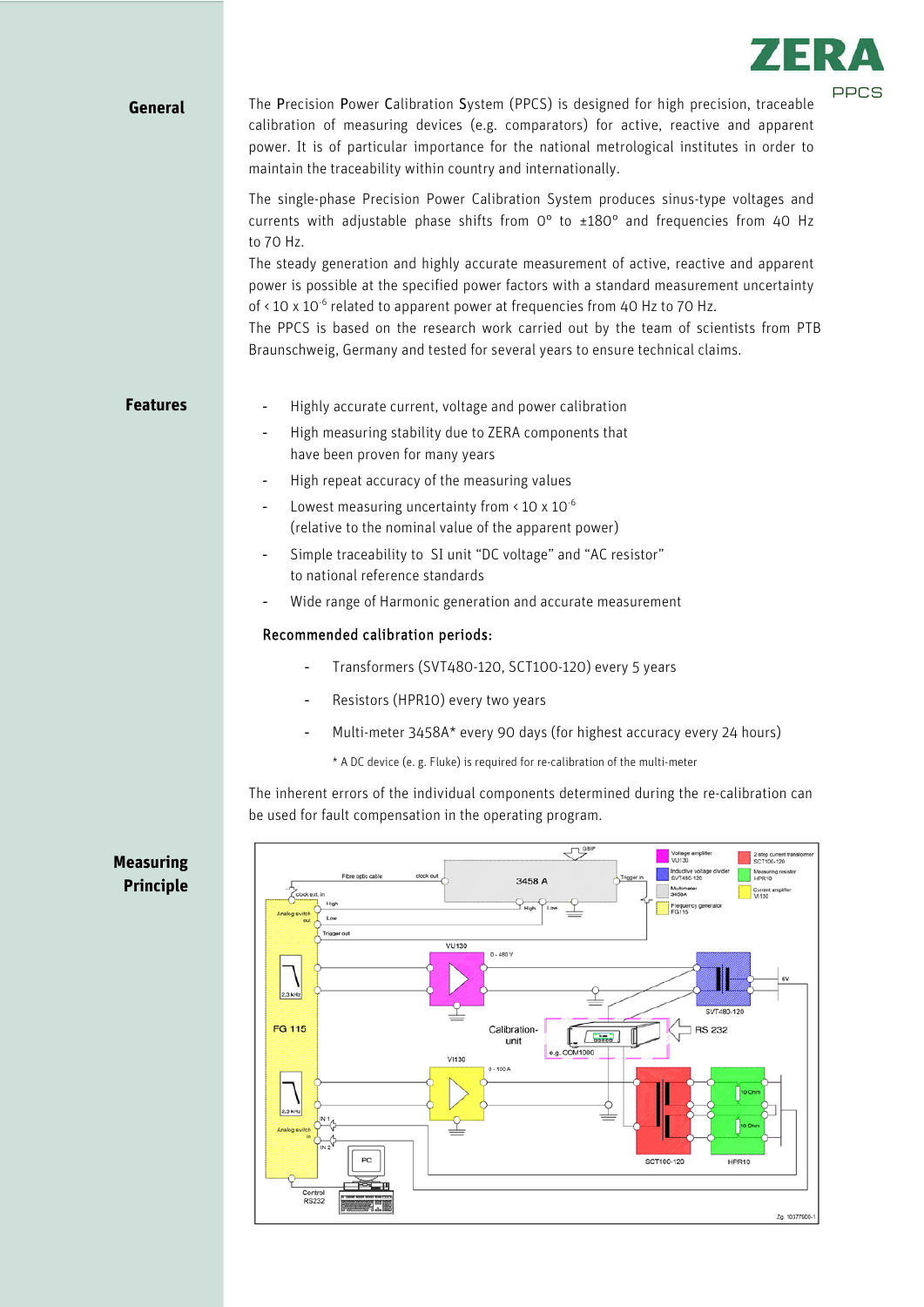## General

The **P**recision **P**ower **C**alibration **S**ystem (PPCS) is designed for high precision, traceable calibration of measuring devices (e.g. comparators) for active, reactive and apparent power. It is of particular importance for the national metrological institutes in order to maintain the traceability within country and internationally.

The single-phase Precision Power Calibration System produces sinus-type voltages and currents with adjustable phase shifts from 0° to ±180° and frequencies from 40 Hz to 70 Hz.

The steady generation and highly accurate measurement of active, reactive and apparent power is possible at the specified power factors with a standard measurement uncertainty of $< 10 \times 10^{-6}$ related to apparent power at frequencies from 40 Hz to 70 Hz.

The PPCS is based on the research work carried out by the team of scientists from PTB Braunschweig, Germany and tested for several years to ensure technical claims.

## Features

- Highly accurate current, voltage and power calibration
- High measuring stability due to ZERA components that have been proven for many years
- High repeat accuracy of the measuring values
- Lowest measuring uncertainty from $< 10 \times 10^{-6}$ (relative to the nominal value of the apparent power)
- Simple traceability to SI unit "DC voltage" and "AC resistor" to national reference standards
- Wide range of Harmonic generation and accurate measurement

### Recommended calibration periods:

- Transformers (SVT480-120, SCT100-120) every 5 years
- Resistors (HPR10) every two years
- Multi-meter 3458A* every 90 days (for highest accuracy every 24 hours)

\* A DC device (e. g. Fluke) is required for re-calibration of the multi-meter

The inherent errors of the individual components determined during the re-calibration can be used for fault compensation in the operating program.

## Measuring Principle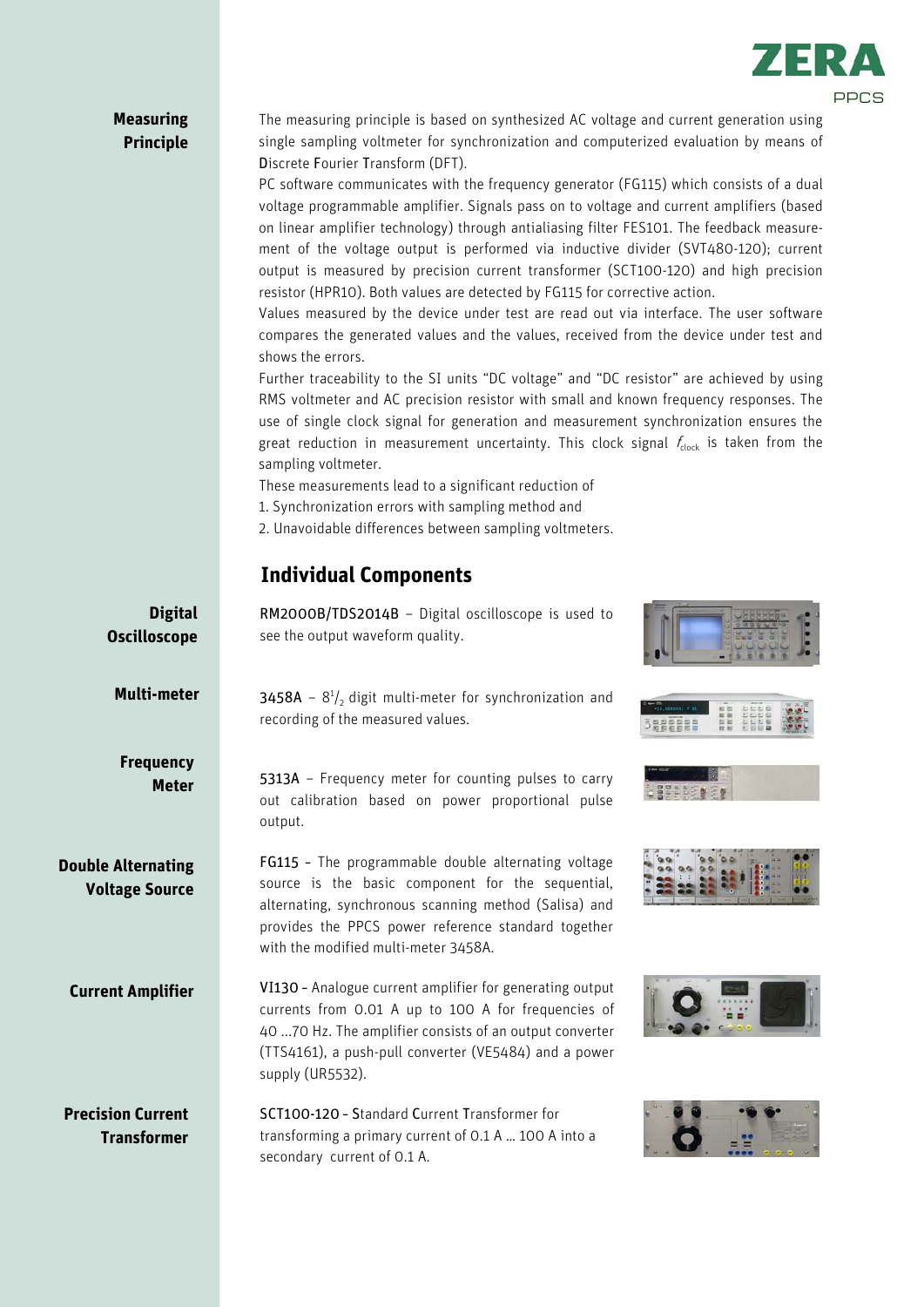## Measuring Principle

The measuring principle is based on synthesized AC voltage and current generation using single sampling voltmeter for synchronization and computerized evaluation by means of Discrete Fourier Transform (DFT).

PC software communicates with the frequency generator (FG115) which consists of a dual voltage programmable amplifier. Signals pass on to voltage and current amplifiers (based on linear amplifier technology) through antialiasing filter FES101. The feedback measurement of the voltage output is performed via inductive divider (SVT480-120); current output is measured by precision current transformer (SCT100-120) and high precision resistor (HPR10). Both values are detected by FG115 for corrective action.

Values measured by the device under test are read out via interface. The user software compares the generated values and the values, received from the device under test and shows the errors.

Further traceability to the SI units "DC voltage" and "DC resistor" are achieved by using RMS voltmeter and AC precision resistor with small and known frequency responses. The use of single clock signal for generation and measurement synchronization ensures the great reduction in measurement uncertainty. This clock signal $f_{clock}$ is taken from the sampling voltmeter.

These measurements lead to a significant reduction of

1. Synchronization errors with sampling method and
2. Unavoidable differences between sampling voltmeters.

## Individual Components

**Digital Oscilloscope**

RM2000B/TDS2014B – Digital oscilloscope is used to see the output waveform quality.

**Multi-meter**

3458A – $8^1/_2$ digit multi-meter for synchronization and recording of the measured values.

**Frequency Meter**

5313A – Frequency meter for counting pulses to carry out calibration based on power proportional pulse output.

**Double Alternating Voltage Source**

FG115 - The programmable double alternating voltage source is the basic component for the sequential, alternating, synchronous scanning method (Salisa) and provides the PPCS power reference standard together with the modified multi-meter 3458A.

**Current Amplifier**

VI130 - Analogue current amplifier for generating output currents from 0.01 A up to 100 A for frequencies of 40 ...70 Hz. The amplifier consists of an output converter (TTS4161), a push-pull converter (VE5484) and a power supply (UR5532).

**Precision Current Transformer**

SCT100-120 - Standard Current Transformer for transforming a primary current of 0.1 A ... 100 A into a secondary current of 0.1 A.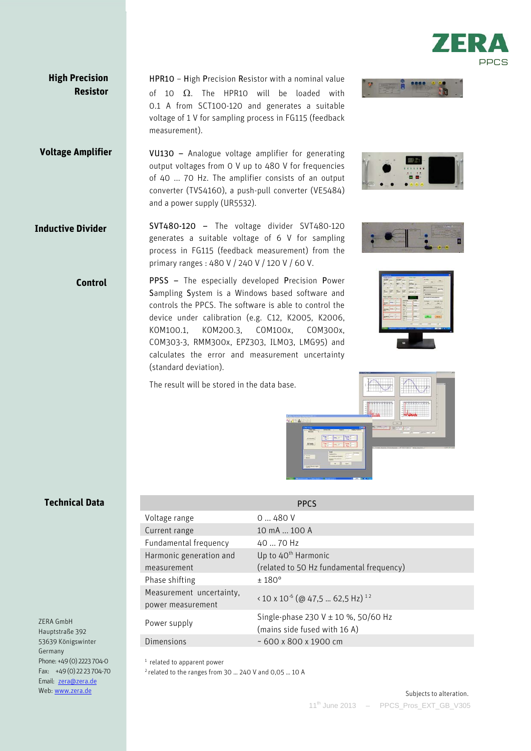## High Precision Resistor

HPR10 – High Precision Resistor with a nominal value of 10 Ω. The HPR10 will be loaded with 0.1 A from SCT100-120 and generates a suitable voltage of 1 V for sampling process in FG115 (feedback measurement).

## Voltage Amplifier

VU130 – Analogue voltage amplifier for generating output voltages from 0 V up to 480 V for frequencies of 40 ... 70 Hz. The amplifier consists of an output converter (TVS4160), a push-pull converter (VE5484) and a power supply (UR5532).

## Inductive Divider

SVT480-120 – The voltage divider SVT480-120 generates a suitable voltage of 6 V for sampling process in FG115 (feedback measurement) from the primary ranges : 480 V / 240 V / 120 V / 60 V.

## Control

PPSS – The especially developed Precision Power Sampling System is a Windows based software and controls the PPCS. The software is able to control the device under calibration (e.g. C12, K2005, K2006, KOM100.1, KOM200.3, COM100x, COM300x, COM303-3, RMM300x, EPZ303, ILM03, LMG95) and calculates the error and measurement uncertainty (standard deviation).

The result will be stored in the data base.

## Technical Data

| PPCS | |
|---|---|
| Voltage range | 0 ... 480 V |
| Current range | 10 mA ... 100 A |
| Fundamental frequency | 40 ... 70 Hz |
| Harmonic generation and measurement | Up to 40th Harmonic (related to 50 Hz fundamental frequency) |
| Phase shifting | ± 180° |
| Measurement uncertainty, power measurement | $< 10 \times 10^{-6}$ (@ 47,5 ... 62,5 Hz) [1 2] |
| Power supply | Single-phase 230 V ± 10 %, 50/60 Hz (mains side fused with 16 A) |
| Dimensions | ~ 600 x 800 x 1900 cm |

[1] related to apparent power

[2] related to the ranges from 30 ... 240 V and 0,05 ... 10 A

ZERA GmbH
Hauptstraße 392
53639 Königswinter
Germany
Phone: +49 (0) 2223 704-0
Fax: +49 (0) 22 23 704-70
Email: zera@zera.de
Web: www.zera.de

Subjects to alteration.

11th June 2013 – PPCS_Pros_EXT_GB_V305